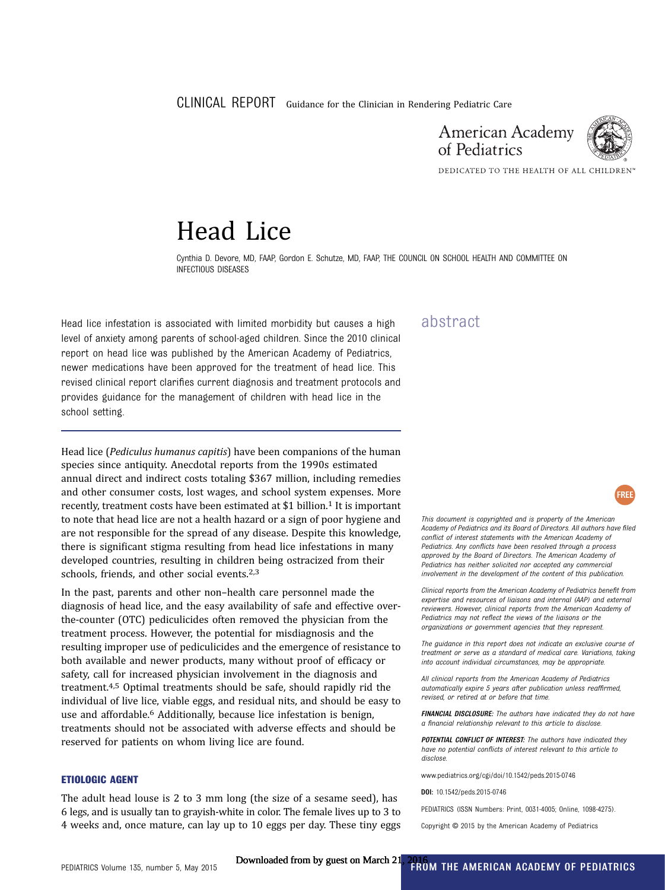CLINICAL REPORT Guidance for the Clinician in Rendering Pediatric Care

American Academy of Pediatrics

DEDICATED TO THE HEALTH OF ALL CHILDREN™

# Head Lice

Cynthia D. Devore, MD, FAAP, Gordon E. Schutze, MD, FAAP, THE COUNCIL ON SCHOOL HEALTH AND COMMITTEE ON INFECTIOUS DISEASES

## abstract

Head lice infestation is associated with limited morbidity but causes a high level of anxiety among parents of school-aged children. Since the 2010 clinical report on head lice was published by the American Academy of Pediatrics, newer medications have been approved for the treatment of head lice. This revised clinical report clarifies current diagnosis and treatment protocols and provides guidance for the management of children with head lice in the school setting.

Head lice (*Pediculus humanus capitis*) have been companions of the human species since antiquity. Anecdotal reports from the 1990s estimated annual direct and indirect costs totaling $367 million, including remedies and other consumer costs, lost wages, and school system expenses. More recently, treatment costs have been estimated at $1 billion.[1] It is important to note that head lice are not a health hazard or a sign of poor hygiene and are not responsible for the spread of any disease. Despite this knowledge, there is significant stigma resulting from head lice infestations in many developed countries, resulting in children being ostracized from their schools, friends, and other social events.[2,3]

In the past, parents and other non–health care personnel made the diagnosis of head lice, and the easy availability of safe and effective over-the-counter (OTC) pediculicides often removed the physician from the treatment process. However, the potential for misdiagnosis and the resulting improper use of pediculicides and the emergence of resistance to both available and newer products, many without proof of efficacy or safety, call for increased physician involvement in the diagnosis and treatment.[4,5] Optimal treatments should be safe, should rapidly rid the individual of live lice, viable eggs, and residual nits, and should be easy to use and affordable.[6] Additionally, because lice infestation is benign, treatments should not be associated with adverse effects and should be reserved for patients on whom living lice are found.

### ETIOLOGIC AGENT

The adult head louse is 2 to 3 mm long (the size of a sesame seed), has 6 legs, and is usually tan to grayish-white in color. The female lives up to 3 to 4 weeks and, once mature, can lay up to 10 eggs per day. These tiny eggs

*This document is copyrighted and is property of the American Academy of Pediatrics and its Board of Directors. All authors have filed conflict of interest statements with the American Academy of Pediatrics. Any conflicts have been resolved through a process approved by the Board of Directors. The American Academy of Pediatrics has neither solicited nor accepted any commercial involvement in the development of the content of this publication.*

*Clinical reports from the American Academy of Pediatrics benefit from expertise and resources of liaisons and internal (AAP) and external reviewers. However, clinical reports from the American Academy of Pediatrics may not reflect the views of the liaisons or the organizations or government agencies that they represent.*

*The guidance in this report does not indicate an exclusive course of treatment or serve as a standard of medical care. Variations, taking into account individual circumstances, may be appropriate.*

*All clinical reports from the American Academy of Pediatrics automatically expire 5 years after publication unless reaffirmed, revised, or retired at or before that time.*

***FINANCIAL DISCLOSURE:** The authors have indicated they do not have a financial relationship relevant to this article to disclose.*

***POTENTIAL CONFLICT OF INTEREST:** The authors have indicated they have no potential conflicts of interest relevant to this article to disclose.*

www.pediatrics.org/cgi/doi/10.1542/peds.2015-0746

**DOI:** 10.1542/peds.2015-0746

PEDIATRICS (ISSN Numbers: Print, 0031-4005; Online, 1098-4275).

Copyright © 2015 by the American Academy of Pediatrics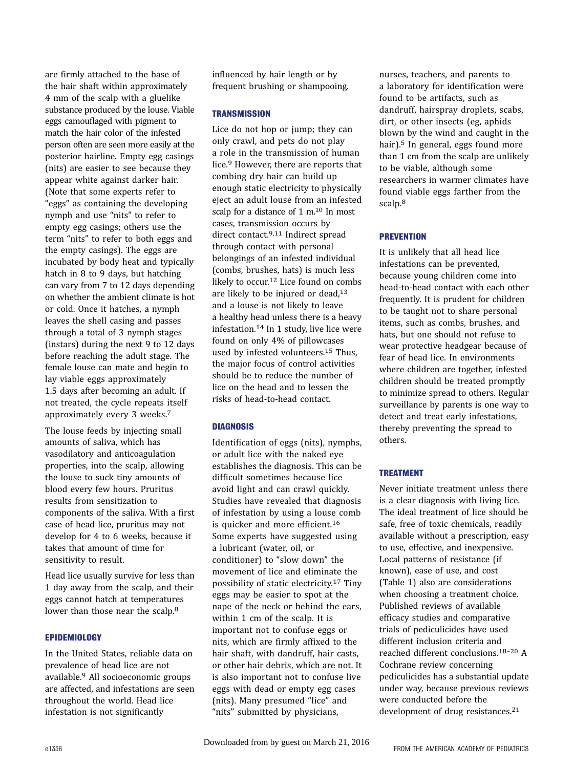are firmly attached to the base of the hair shaft within approximately 4 mm of the scalp with a gluelike substance produced by the louse. Viable eggs camouflaged with pigment to match the hair color of the infested person often are seen more easily at the posterior hairline. Empty egg casings (nits) are easier to see because they appear white against darker hair. (Note that some experts refer to "eggs" as containing the developing nymph and use "nits" to refer to empty egg casings; others use the term "nits" to refer to both eggs and the empty casings). The eggs are incubated by body heat and typically hatch in 8 to 9 days, but hatching can vary from 7 to 12 days depending on whether the ambient climate is hot or cold. Once it hatches, a nymph leaves the shell casing and passes through a total of 3 nymph stages (instars) during the next 9 to 12 days before reaching the adult stage. The female louse can mate and begin to lay viable eggs approximately 1.5 days after becoming an adult. If not treated, the cycle repeats itself approximately every 3 weeks.[7]

The louse feeds by injecting small amounts of saliva, which has vasodilatory and anticoagulation properties, into the scalp, allowing the louse to suck tiny amounts of blood every few hours. Pruritus results from sensitization to components of the saliva. With a first case of head lice, pruritus may not develop for 4 to 6 weeks, because it takes that amount of time for sensitivity to result.

Head lice usually survive for less than 1 day away from the scalp, and their eggs cannot hatch at temperatures lower than those near the scalp.[8]

## EPIDEMIOLOGY

In the United States, reliable data on prevalence of head lice are not available.[9] All socioeconomic groups are affected, and infestations are seen throughout the world. Head lice infestation is not significantly influenced by hair length or by frequent brushing or shampooing.

## TRANSMISSION

Lice do not hop or jump; they can only crawl, and pets do not play a role in the transmission of human lice.[9] However, there are reports that combing dry hair can build up enough static electricity to physically eject an adult louse from an infested scalp for a distance of 1 m.[10] In most cases, transmission occurs by direct contact.[9,11] Indirect spread through contact with personal belongings of an infested individual (combs, brushes, hats) is much less likely to occur.[12] Lice found on combs are likely to be injured or dead,[13] and a louse is not likely to leave a healthy head unless there is a heavy infestation.[14] In 1 study, live lice were found on only 4% of pillowcases used by infested volunteers.[15] Thus, the major focus of control activities should be to reduce the number of lice on the head and to lessen the risks of head-to-head contact.

## DIAGNOSIS

Identification of eggs (nits), nymphs, or adult lice with the naked eye establishes the diagnosis. This can be difficult sometimes because lice avoid light and can crawl quickly. Studies have revealed that diagnosis of infestation by using a louse comb is quicker and more efficient.[16] Some experts have suggested using a lubricant (water, oil, or conditioner) to "slow down" the movement of lice and eliminate the possibility of static electricity.[17] Tiny eggs may be easier to spot at the nape of the neck or behind the ears, within 1 cm of the scalp. It is important not to confuse eggs or nits, which are firmly affixed to the hair shaft, with dandruff, hair casts, or other hair debris, which are not. It is also important not to confuse live eggs with dead or empty egg cases (nits). Many presumed "lice" and "nits" submitted by physicians, nurses, teachers, and parents to a laboratory for identification were found to be artifacts, such as dandruff, hairspray droplets, scabs, dirt, or other insects (eg, aphids blown by the wind and caught in the hair).[5] In general, eggs found more than 1 cm from the scalp are unlikely to be viable, although some researchers in warmer climates have found viable eggs farther from the scalp.[8]

## PREVENTION

It is unlikely that all head lice infestations can be prevented, because young children come into head-to-head contact with each other frequently. It is prudent for children to be taught not to share personal items, such as combs, brushes, and hats, but one should not refuse to wear protective headgear because of fear of head lice. In environments where children are together, infested children should be treated promptly to minimize spread to others. Regular surveillance by parents is one way to detect and treat early infestations, thereby preventing the spread to others.

## TREATMENT

Never initiate treatment unless there is a clear diagnosis with living lice. The ideal treatment of lice should be safe, free of toxic chemicals, readily available without a prescription, easy to use, effective, and inexpensive. Local patterns of resistance (if known), ease of use, and cost (Table 1) also are considerations when choosing a treatment choice. Published reviews of available efficacy studies and comparative trials of pediculicides have used different inclusion criteria and reached different conclusions.[18–20] A Cochrane review concerning pediculicides has a substantial update under way, because previous reviews were conducted before the development of drug resistances.[21]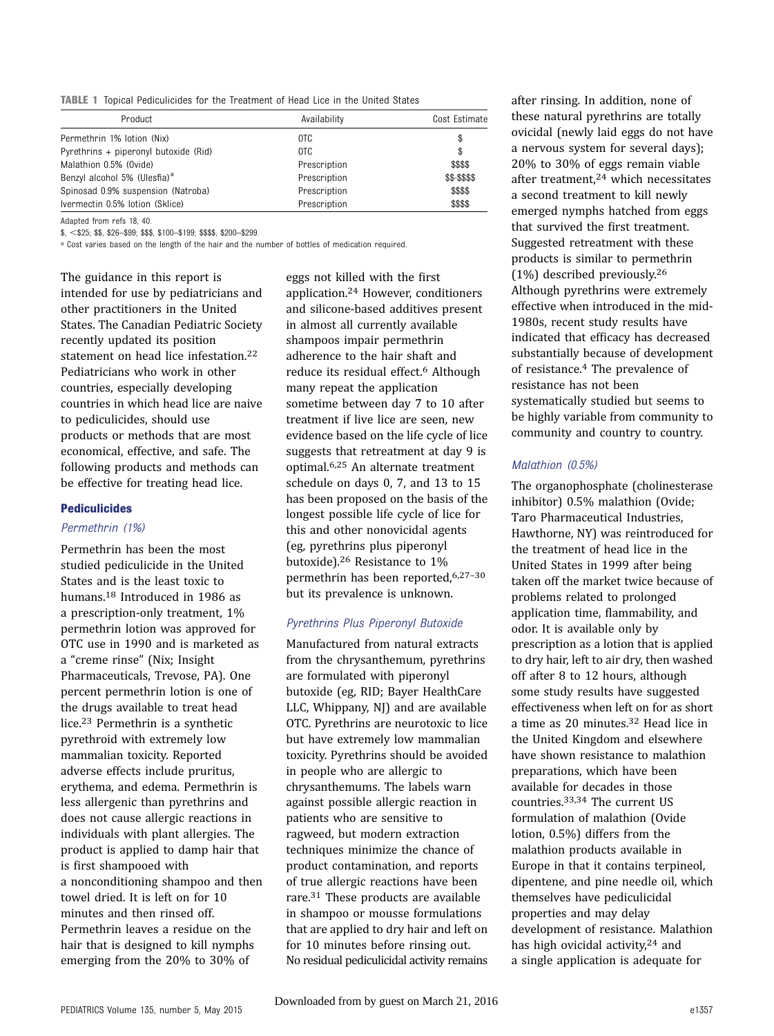**TABLE 1** Topical Pediculicides for the Treatment of Head Lice in the United States

| Product | Availability | Cost Estimate |
|---|---|---|
| Permethrin 1% lotion (Nix) | OTC | $ |
| Pyrethrins + piperonyl butoxide (Rid) | OTC | $ |
| Malathion 0.5% (Ovide) | Prescription | $$$$ |
| Benzyl alcohol 5% (Ulesfia)[a] | Prescription | $$-$$$$ |
| Spinosad 0.9% suspension (Natroba) | Prescription | $$$$ |
| Ivermectin 0.5% lotion (Sklice) | Prescription | $$$$ |

Adapted from refs 18, 40.

$, <$25; $$, $26–$99; $$$, $100–$199; $$$$, $200–$299.

[a] Cost varies based on the length of the hair and the number of bottles of medication required.

The guidance in this report is intended for use by pediatricians and other practitioners in the United States. The Canadian Pediatric Society recently updated its position statement on head lice infestation.[22] Pediatricians who work in other countries, especially developing countries in which head lice are naive to pediculicides, should use products or methods that are most economical, effective, and safe. The following products and methods can be effective for treating head lice.

## Pediculicides

### *Permethrin (1%)*

Permethrin has been the most studied pediculicide in the United States and is the least toxic to humans.[18] Introduced in 1986 as a prescription-only treatment, 1% permethrin lotion was approved for OTC use in 1990 and is marketed as a "creme rinse" (Nix; Insight Pharmaceuticals, Trevose, PA). One percent permethrin lotion is one of the drugs available to treat head lice.[23] Permethrin is a synthetic pyrethroid with extremely low mammalian toxicity. Reported adverse effects include pruritus, erythema, and edema. Permethrin is less allergenic than pyrethrins and does not cause allergic reactions in individuals with plant allergies. The product is applied to damp hair that is first shampooed with a nonconditioning shampoo and then towel dried. It is left on for 10 minutes and then rinsed off. Permethrin leaves a residue on the hair that is designed to kill nymphs emerging from the 20% to 30% of eggs not killed with the first application.[24] However, conditioners and silicone-based additives present in almost all currently available shampoos impair permethrin adherence to the hair shaft and reduce its residual effect.[6] Although many repeat the application sometime between day 7 to 10 after treatment if live lice are seen, new evidence based on the life cycle of lice suggests that retreatment at day 9 is optimal.[6,25] An alternate treatment schedule on days 0, 7, and 13 to 15 has been proposed on the basis of the longest possible life cycle of lice for this and other nonovicidal agents (eg, pyrethrins plus piperonyl butoxide).[26] Resistance to 1% permethrin has been reported,[6,27–30] but its prevalence is unknown.

### *Pyrethrins Plus Piperonyl Butoxide*

Manufactured from natural extracts from the chrysanthemum, pyrethrins are formulated with piperonyl butoxide (eg, RID; Bayer HealthCare LLC, Whippany, NJ) and are available OTC. Pyrethrins are neurotoxic to lice but have extremely low mammalian toxicity. Pyrethrins should be avoided in people who are allergic to chrysanthemums. The labels warn against possible allergic reaction in patients who are sensitive to ragweed, but modern extraction techniques minimize the chance of product contamination, and reports of true allergic reactions have been rare.[31] These products are available in shampoo or mousse formulations that are applied to dry hair and left on for 10 minutes before rinsing out. No residual pediculicidal activity remains after rinsing. In addition, none of these natural pyrethrins are totally ovicidal (newly laid eggs do not have a nervous system for several days); 20% to 30% of eggs remain viable after treatment,[24] which necessitates a second treatment to kill newly emerged nymphs hatched from eggs that survived the first treatment. Suggested retreatment with these products is similar to permethrin (1%) described previously.[26] Although pyrethrins were extremely effective when introduced in the mid-1980s, recent study results have indicated that efficacy has decreased substantially because of development of resistance.[4] The prevalence of resistance has not been systematically studied but seems to be highly variable from community to community and country to country.

### *Malathion (0.5%)*

The organophosphate (cholinesterase inhibitor) 0.5% malathion (Ovide; Taro Pharmaceutical Industries, Hawthorne, NY) was reintroduced for the treatment of head lice in the United States in 1999 after being taken off the market twice because of problems related to prolonged application time, flammability, and odor. It is available only by prescription as a lotion that is applied to dry hair, left to air dry, then washed off after 8 to 12 hours, although some study results have suggested effectiveness when left on for as short a time as 20 minutes.[32] Head lice in the United Kingdom and elsewhere have shown resistance to malathion preparations, which have been available for decades in those countries.[33,34] The current US formulation of malathion (Ovide lotion, 0.5%) differs from the malathion products available in Europe in that it contains terpineol, dipentene, and pine needle oil, which themselves have pediculicidal properties and may delay development of resistance. Malathion has high ovicidal activity,[24] and a single application is adequate for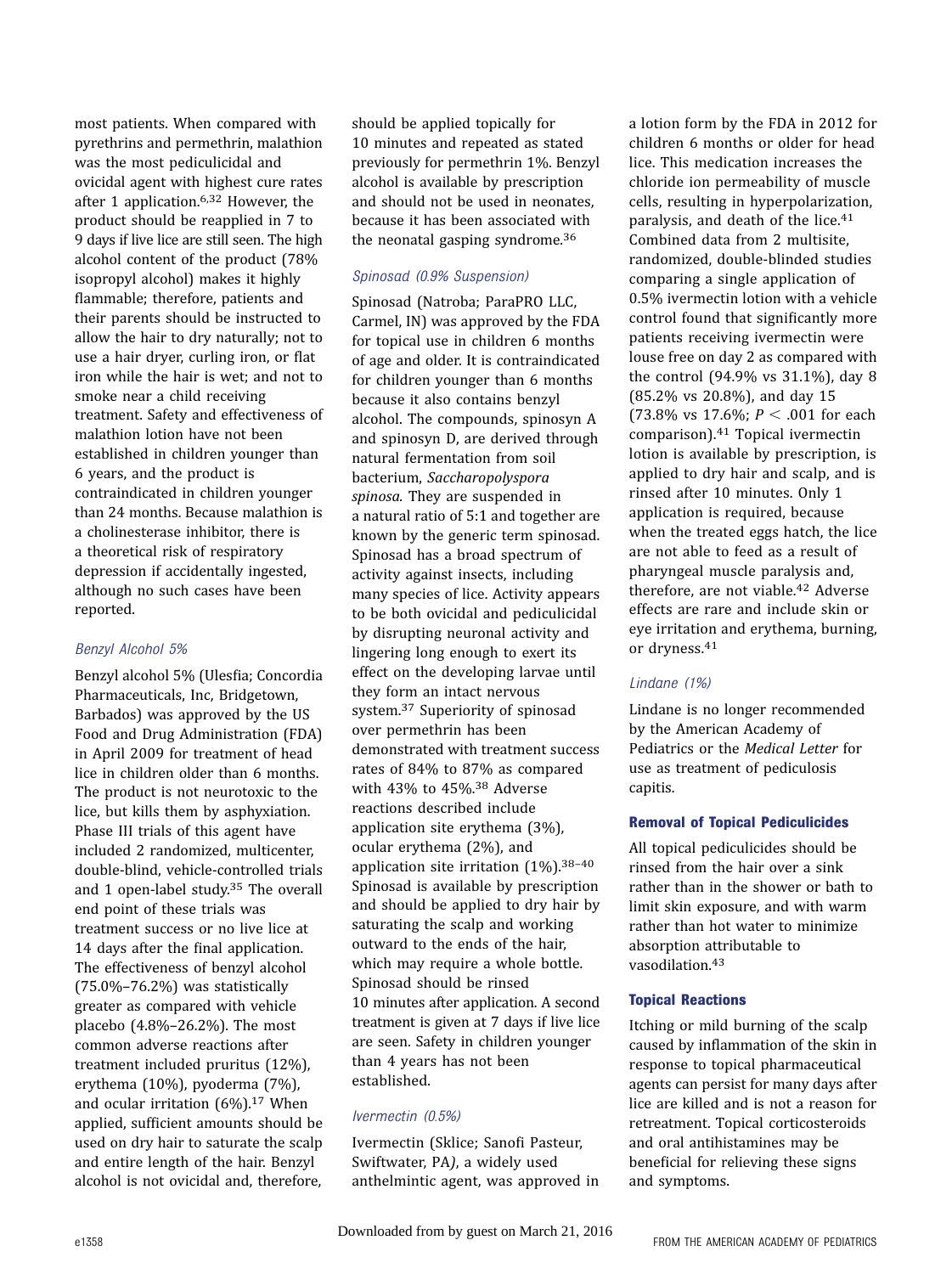most patients. When compared with pyrethrins and permethrin, malathion was the most pediculicidal and ovicidal agent with highest cure rates after 1 application.[6,32] However, the product should be reapplied in 7 to 9 days if live lice are still seen. The high alcohol content of the product (78% isopropyl alcohol) makes it highly flammable; therefore, patients and their parents should be instructed to allow the hair to dry naturally; not to use a hair dryer, curling iron, or flat iron while the hair is wet; and not to smoke near a child receiving treatment. Safety and effectiveness of malathion lotion have not been established in children younger than 6 years, and the product is contraindicated in children younger than 24 months. Because malathion is a cholinesterase inhibitor, there is a theoretical risk of respiratory depression if accidentally ingested, although no such cases have been reported.

### *Benzyl Alcohol 5%*

Benzyl alcohol 5% (Ulesfia; Concordia Pharmaceuticals, Inc, Bridgetown, Barbados) was approved by the US Food and Drug Administration (FDA) in April 2009 for treatment of head lice in children older than 6 months. The product is not neurotoxic to the lice, but kills them by asphyxiation. Phase III trials of this agent have included 2 randomized, multicenter, double-blind, vehicle-controlled trials and 1 open-label study.[35] The overall end point of these trials was treatment success or no live lice at 14 days after the final application. The effectiveness of benzyl alcohol (75.0%–76.2%) was statistically greater as compared with vehicle placebo (4.8%–26.2%). The most common adverse reactions after treatment included pruritus (12%), erythema (10%), pyoderma (7%), and ocular irritation (6%).[17] When applied, sufficient amounts should be used on dry hair to saturate the scalp and entire length of the hair. Benzyl alcohol is not ovicidal and, therefore, should be applied topically for 10 minutes and repeated as stated previously for permethrin 1%. Benzyl alcohol is available by prescription and should not be used in neonates, because it has been associated with the neonatal gasping syndrome.[36]

### *Spinosad (0.9% Suspension)*

Spinosad (Natroba; ParaPRO LLC, Carmel, IN) was approved by the FDA for topical use in children 6 months of age and older. It is contraindicated for children younger than 6 months because it also contains benzyl alcohol. The compounds, spinosyn A and spinosyn D, are derived through natural fermentation from soil bacterium, *Saccharopolyspora spinosa.* They are suspended in a natural ratio of 5:1 and together are known by the generic term spinosad. Spinosad has a broad spectrum of activity against insects, including many species of lice. Activity appears to be both ovicidal and pediculicidal by disrupting neuronal activity and lingering long enough to exert its effect on the developing larvae until they form an intact nervous system.[37] Superiority of spinosad over permethrin has been demonstrated with treatment success rates of 84% to 87% as compared with 43% to 45%.[38] Adverse reactions described include application site erythema (3%), ocular erythema (2%), and application site irritation (1%).[38–40] Spinosad is available by prescription and should be applied to dry hair by saturating the scalp and working outward to the ends of the hair, which may require a whole bottle. Spinosad should be rinsed 10 minutes after application. A second treatment is given at 7 days if live lice are seen. Safety in children younger than 4 years has not been established.

### *Ivermectin (0.5%)*

Ivermectin (Sklice; Sanofi Pasteur, Swiftwater, PA), a widely used anthelmintic agent, was approved in a lotion form by the FDA in 2012 for children 6 months or older for head lice. This medication increases the chloride ion permeability of muscle cells, resulting in hyperpolarization, paralysis, and death of the lice.[41] Combined data from 2 multisite, randomized, double-blinded studies comparing a single application of 0.5% ivermectin lotion with a vehicle control found that significantly more patients receiving ivermectin were louse free on day 2 as compared with the control (94.9% vs 31.1%), day 8 (85.2% vs 20.8%), and day 15 (73.8% vs 17.6%; $P < .001$ for each comparison).[41] Topical ivermectin lotion is available by prescription, is applied to dry hair and scalp, and is rinsed after 10 minutes. Only 1 application is required, because when the treated eggs hatch, the lice are not able to feed as a result of pharyngeal muscle paralysis and, therefore, are not viable.[42] Adverse effects are rare and include skin or eye irritation and erythema, burning, or dryness.[41]

### *Lindane (1%)*

Lindane is no longer recommended by the American Academy of Pediatrics or the *Medical Letter* for use as treatment of pediculosis capitis.

## Removal of Topical Pediculicides

All topical pediculicides should be rinsed from the hair over a sink rather than in the shower or bath to limit skin exposure, and with warm rather than hot water to minimize absorption attributable to vasodilation.[43]

## Topical Reactions

Itching or mild burning of the scalp caused by inflammation of the skin in response to topical pharmaceutical agents can persist for many days after lice are killed and is not a reason for retreatment. Topical corticosteroids and oral antihistamines may be beneficial for relieving these signs and symptoms.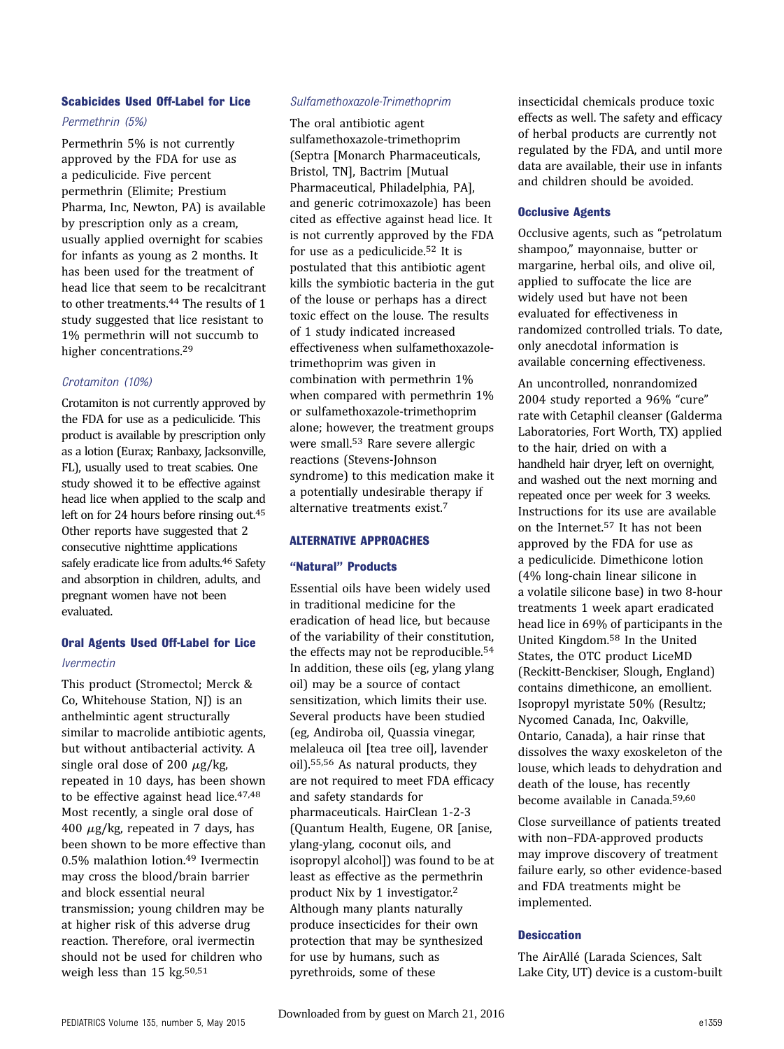### Scabicides Used Off-Label for Lice

*Permethrin (5%)*

Permethrin 5% is not currently approved by the FDA for use as a pediculicide. Five percent permethrin (Elimite; Prestium Pharma, Inc, Newton, PA) is available by prescription only as a cream, usually applied overnight for scabies for infants as young as 2 months. It has been used for the treatment of head lice that seem to be recalcitrant to other treatments.[44] The results of 1 study suggested that lice resistant to 1% permethrin will not succumb to higher concentrations.[29]

*Crotamiton (10%)*

Crotamiton is not currently approved by the FDA for use as a pediculicide. This product is available by prescription only as a lotion (Eurax; Ranbaxy, Jacksonville, FL), usually used to treat scabies. One study showed it to be effective against head lice when applied to the scalp and left on for 24 hours before rinsing out.[45] Other reports have suggested that 2 consecutive nighttime applications safely eradicate lice from adults.[46] Safety and absorption in children, adults, and pregnant women have not been evaluated.

### Oral Agents Used Off-Label for Lice

*Ivermectin*

This product (Stromectol; Merck & Co, Whitehouse Station, NJ) is an anthelmintic agent structurally similar to macrolide antibiotic agents, but without antibacterial activity. A single oral dose of 200 $\mu$g/kg, repeated in 10 days, has been shown to be effective against head lice.[47,48] Most recently, a single oral dose of 400 $\mu$g/kg, repeated in 7 days, has been shown to be more effective than 0.5% malathion lotion.[49] Ivermectin may cross the blood/brain barrier and block essential neural transmission; young children may be at higher risk of this adverse drug reaction. Therefore, oral ivermectin should not be used for children who weigh less than 15 kg.[50,51]

*Sulfamethoxazole-Trimethoprim*

The oral antibiotic agent sulfamethoxazole-trimethoprim (Septra [Monarch Pharmaceuticals, Bristol, TN], Bactrim [Mutual Pharmaceutical, Philadelphia, PA], and generic cotrimoxazole) has been cited as effective against head lice. It is not currently approved by the FDA for use as a pediculicide.[52] It is postulated that this antibiotic agent kills the symbiotic bacteria in the gut of the louse or perhaps has a direct toxic effect on the louse. The results of 1 study indicated increased effectiveness when sulfamethoxazole-trimethoprim was given in combination with permethrin 1% when compared with permethrin 1% or sulfamethoxazole-trimethoprim alone; however, the treatment groups were small.[53] Rare severe allergic reactions (Stevens-Johnson syndrome) to this medication make it a potentially undesirable therapy if alternative treatments exist.[7]

## ALTERNATIVE APPROACHES

### "Natural" Products

Essential oils have been widely used in traditional medicine for the eradication of head lice, but because of the variability of their constitution, the effects may not be reproducible.[54] In addition, these oils (eg, ylang ylang oil) may be a source of contact sensitization, which limits their use. Several products have been studied (eg, Andiroba oil, Quassia vinegar, melaleuca oil [tea tree oil], lavender oil).[55,56] As natural products, they are not required to meet FDA efficacy and safety standards for pharmaceuticals. HairClean 1-2-3 (Quantum Health, Eugene, OR [anise, ylang-ylang, coconut oils, and isopropyl alcohol]) was found to be at least as effective as the permethrin product Nix by 1 investigator.[2] Although many plants naturally produce insecticides for their own protection that may be synthesized for use by humans, such as pyrethroids, some of these insecticidal chemicals produce toxic effects as well. The safety and efficacy of herbal products are currently not regulated by the FDA, and until more data are available, their use in infants and children should be avoided.

### Occlusive Agents

Occlusive agents, such as "petrolatum shampoo," mayonnaise, butter or margarine, herbal oils, and olive oil, applied to suffocate the lice are widely used but have not been evaluated for effectiveness in randomized controlled trials. To date, only anecdotal information is available concerning effectiveness.

An uncontrolled, nonrandomized 2004 study reported a 96% "cure" rate with Cetaphil cleanser (Galderma Laboratories, Fort Worth, TX) applied to the hair, dried on with a handheld hair dryer, left on overnight, and washed out the next morning and repeated once per week for 3 weeks. Instructions for its use are available on the Internet.[57] It has not been approved by the FDA for use as a pediculicide. Dimethicone lotion (4% long-chain linear silicone in a volatile silicone base) in two 8-hour treatments 1 week apart eradicated head lice in 69% of participants in the United Kingdom.[58] In the United States, the OTC product LiceMD (Reckitt-Benckiser, Slough, England) contains dimethicone, an emollient. Isopropyl myristate 50% (Resultz; Nycomed Canada, Inc, Oakville, Ontario, Canada), a hair rinse that dissolves the waxy exoskeleton of the louse, which leads to dehydration and death of the louse, has recently become available in Canada.[59,60]

Close surveillance of patients treated with non–FDA-approved products may improve discovery of treatment failure early, so other evidence-based and FDA treatments might be implemented.

### Desiccation

The AirAllé (Larada Sciences, Salt Lake City, UT) device is a custom-built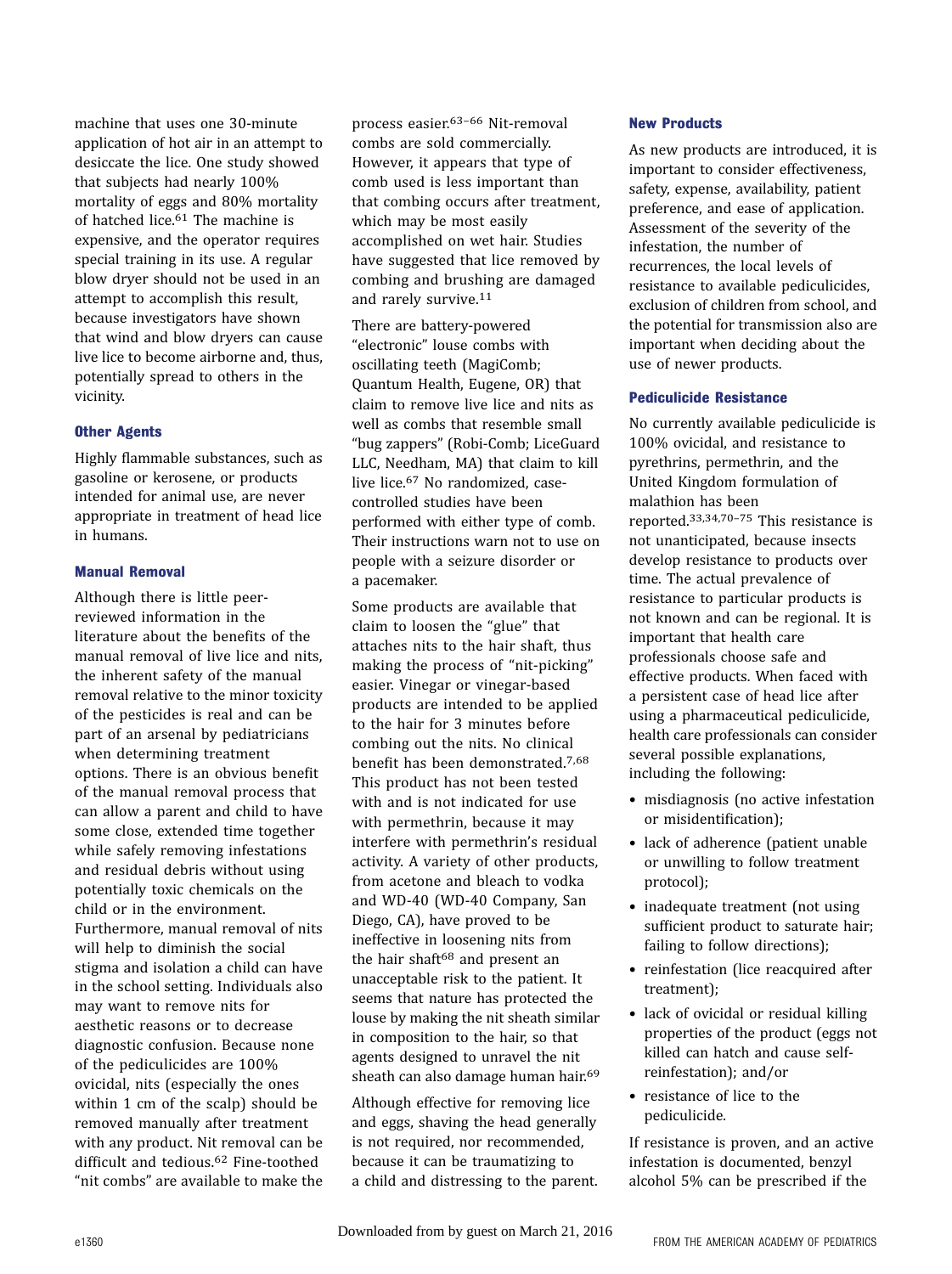machine that uses one 30-minute application of hot air in an attempt to desiccate the lice. One study showed that subjects had nearly 100% mortality of eggs and 80% mortality of hatched lice.[61] The machine is expensive, and the operator requires special training in its use. A regular blow dryer should not be used in an attempt to accomplish this result, because investigators have shown that wind and blow dryers can cause live lice to become airborne and, thus, potentially spread to others in the vicinity.

### Other Agents

Highly flammable substances, such as gasoline or kerosene, or products intended for animal use, are never appropriate in treatment of head lice in humans.

### Manual Removal

Although there is little peer-reviewed information in the literature about the benefits of the manual removal of live lice and nits, the inherent safety of the manual removal relative to the minor toxicity of the pesticides is real and can be part of an arsenal by pediatricians when determining treatment options. There is an obvious benefit of the manual removal process that can allow a parent and child to have some close, extended time together while safely removing infestations and residual debris without using potentially toxic chemicals on the child or in the environment. Furthermore, manual removal of nits will help to diminish the social stigma and isolation a child can have in the school setting. Individuals also may want to remove nits for aesthetic reasons or to decrease diagnostic confusion. Because none of the pediculicides are 100% ovicidal, nits (especially the ones within 1 cm of the scalp) should be removed manually after treatment with any product. Nit removal can be difficult and tedious.[62] Fine-toothed "nit combs" are available to make the process easier.[63–66] Nit-removal combs are sold commercially. However, it appears that type of comb used is less important than that combing occurs after treatment, which may be most easily accomplished on wet hair. Studies have suggested that lice removed by combing and brushing are damaged and rarely survive.[11]

There are battery-powered "electronic" louse combs with oscillating teeth (MagiComb; Quantum Health, Eugene, OR) that claim to remove live lice and nits as well as combs that resemble small "bug zappers" (Robi-Comb; LiceGuard LLC, Needham, MA) that claim to kill live lice.[67] No randomized, case-controlled studies have been performed with either type of comb. Their instructions warn not to use on people with a seizure disorder or a pacemaker.

Some products are available that claim to loosen the "glue" that attaches nits to the hair shaft, thus making the process of "nit-picking" easier. Vinegar or vinegar-based products are intended to be applied to the hair for 3 minutes before combing out the nits. No clinical benefit has been demonstrated.[7,68] This product has not been tested with and is not indicated for use with permethrin, because it may interfere with permethrin's residual activity. A variety of other products, from acetone and bleach to vodka and WD-40 (WD-40 Company, San Diego, CA), have proved to be ineffective in loosening nits from the hair shaft[68] and present an unacceptable risk to the patient. It seems that nature has protected the louse by making the nit sheath similar in composition to the hair, so that agents designed to unravel the nit sheath can also damage human hair.[69]

Although effective for removing lice and eggs, shaving the head generally is not required, nor recommended, because it can be traumatizing to a child and distressing to the parent.

### New Products

As new products are introduced, it is important to consider effectiveness, safety, expense, availability, patient preference, and ease of application. Assessment of the severity of the infestation, the number of recurrences, the local levels of resistance to available pediculicides, exclusion of children from school, and the potential for transmission also are important when deciding about the use of newer products.

### Pediculicide Resistance

No currently available pediculicide is 100% ovicidal, and resistance to pyrethrins, permethrin, and the United Kingdom formulation of malathion has been reported.[33,34,70–75] This resistance is not unanticipated, because insects develop resistance to products over time. The actual prevalence of resistance to particular products is not known and can be regional. It is important that health care professionals choose safe and effective products. When faced with a persistent case of head lice after using a pharmaceutical pediculicide, health care professionals can consider several possible explanations, including the following:

- misdiagnosis (no active infestation or misidentification);
- lack of adherence (patient unable or unwilling to follow treatment protocol);
- inadequate treatment (not using sufficient product to saturate hair; failing to follow directions);
- reinfestation (lice reacquired after treatment);
- lack of ovicidal or residual killing properties of the product (eggs not killed can hatch and cause self-reinfestation); and/or
- resistance of lice to the pediculicide.

If resistance is proven, and an active infestation is documented, benzyl alcohol 5% can be prescribed if the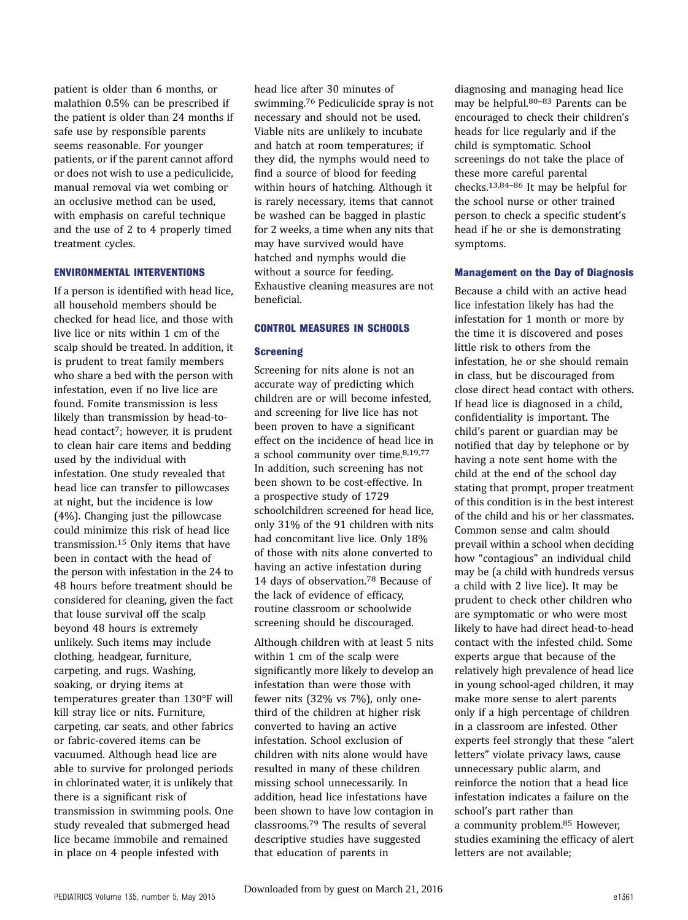patient is older than 6 months, or malathion 0.5% can be prescribed if the patient is older than 24 months if safe use by responsible parents seems reasonable. For younger patients, or if the parent cannot afford or does not wish to use a pediculicide, manual removal via wet combing or an occlusive method can be used, with emphasis on careful technique and the use of 2 to 4 properly timed treatment cycles.

## ENVIRONMENTAL INTERVENTIONS

If a person is identified with head lice, all household members should be checked for head lice, and those with live lice or nits within 1 cm of the scalp should be treated. In addition, it is prudent to treat family members who share a bed with the person with infestation, even if no live lice are found. Fomite transmission is less likely than transmission by head-to-head contact[7]; however, it is prudent to clean hair care items and bedding used by the individual with infestation. One study revealed that head lice can transfer to pillowcases at night, but the incidence is low (4%). Changing just the pillowcase could minimize this risk of head lice transmission.[15] Only items that have been in contact with the head of the person with infestation in the 24 to 48 hours before treatment should be considered for cleaning, given the fact that louse survival off the scalp beyond 48 hours is extremely unlikely. Such items may include clothing, headgear, furniture, carpeting, and rugs. Washing, soaking, or drying items at temperatures greater than 130°F will kill stray lice or nits. Furniture, carpeting, car seats, and other fabrics or fabric-covered items can be vacuumed. Although head lice are able to survive for prolonged periods in chlorinated water, it is unlikely that there is a significant risk of transmission in swimming pools. One study revealed that submerged head lice became immobile and remained in place on 4 people infested with head lice after 30 minutes of swimming.[76] Pediculicide spray is not necessary and should not be used. Viable nits are unlikely to incubate and hatch at room temperatures; if they did, the nymphs would need to find a source of blood for feeding within hours of hatching. Although it is rarely necessary, items that cannot be washed can be bagged in plastic for 2 weeks, a time when any nits that may have survived would have hatched and nymphs would die without a source for feeding. Exhaustive cleaning measures are not beneficial.

## CONTROL MEASURES IN SCHOOLS

### Screening

Screening for nits alone is not an accurate way of predicting which children are or will become infested, and screening for live lice has not been proven to have a significant effect on the incidence of head lice in a school community over time.[8,19,77] In addition, such screening has not been shown to be cost-effective. In a prospective study of 1729 schoolchildren screened for head lice, only 31% of the 91 children with nits had concomitant live lice. Only 18% of those with nits alone converted to having an active infestation during 14 days of observation.[78] Because of the lack of evidence of efficacy, routine classroom or schoolwide screening should be discouraged.

Although children with at least 5 nits within 1 cm of the scalp were significantly more likely to develop an infestation than were those with fewer nits (32% vs 7%), only one-third of the children at higher risk converted to having an active infestation. School exclusion of children with nits alone would have resulted in many of these children missing school unnecessarily. In addition, head lice infestations have been shown to have low contagion in classrooms.[79] The results of several descriptive studies have suggested that education of parents in diagnosing and managing head lice may be helpful.[80–83] Parents can be encouraged to check their children's heads for lice regularly and if the child is symptomatic. School screenings do not take the place of these more careful parental checks.[13,84–86] It may be helpful for the school nurse or other trained person to check a specific student's head if he or she is demonstrating symptoms.

### Management on the Day of Diagnosis

Because a child with an active head lice infestation likely has had the infestation for 1 month or more by the time it is discovered and poses little risk to others from the infestation, he or she should remain in class, but be discouraged from close direct head contact with others. If head lice is diagnosed in a child, confidentiality is important. The child's parent or guardian may be notified that day by telephone or by having a note sent home with the child at the end of the school day stating that prompt, proper treatment of this condition is in the best interest of the child and his or her classmates. Common sense and calm should prevail within a school when deciding how "contagious" an individual child may be (a child with hundreds versus a child with 2 live lice). It may be prudent to check other children who are symptomatic or who were most likely to have had direct head-to-head contact with the infested child. Some experts argue that because of the relatively high prevalence of head lice in young school-aged children, it may make more sense to alert parents only if a high percentage of children in a classroom are infested. Other experts feel strongly that these "alert letters" violate privacy laws, cause unnecessary public alarm, and reinforce the notion that a head lice infestation indicates a failure on the school's part rather than a community problem.[85] However, studies examining the efficacy of alert letters are not available;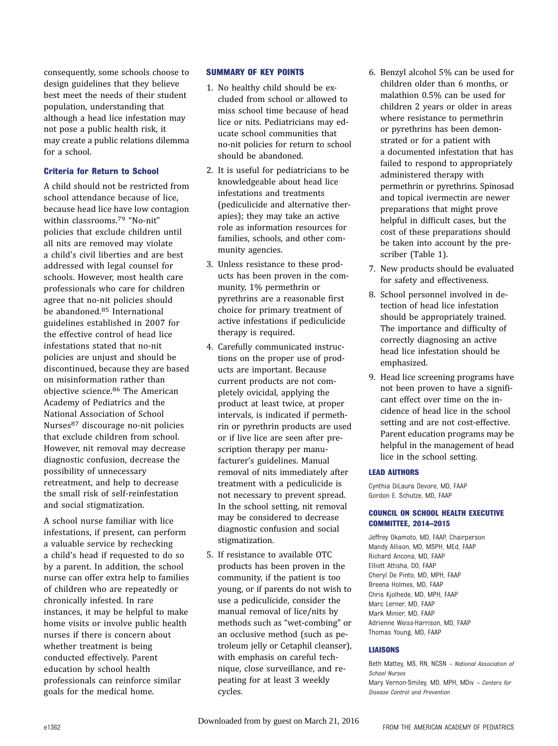consequently, some schools choose to design guidelines that they believe best meet the needs of their student population, understanding that although a head lice infestation may not pose a public health risk, it may create a public relations dilemma for a school.

### Criteria for Return to School

A child should not be restricted from school attendance because of lice, because head lice have low contagion within classrooms.[79] "No-nit" policies that exclude children until all nits are removed may violate a child's civil liberties and are best addressed with legal counsel for schools. However, most health care professionals who care for children agree that no-nit policies should be abandoned.[85] International guidelines established in 2007 for the effective control of head lice infestations stated that no-nit policies are unjust and should be discontinued, because they are based on misinformation rather than objective science.[86] The American Academy of Pediatrics and the National Association of School Nurses[87] discourage no-nit policies that exclude children from school. However, nit removal may decrease diagnostic confusion, decrease the possibility of unnecessary retreatment, and help to decrease the small risk of self-reinfestation and social stigmatization.

A school nurse familiar with lice infestations, if present, can perform a valuable service by rechecking a child's head if requested to do so by a parent. In addition, the school nurse can offer extra help to families of children who are repeatedly or chronically infested. In rare instances, it may be helpful to make home visits or involve public health nurses if there is concern about whether treatment is being conducted effectively. Parent education by school health professionals can reinforce similar goals for the medical home.

## SUMMARY OF KEY POINTS

1. No healthy child should be excluded from school or allowed to miss school time because of head lice or nits. Pediatricians may educate school communities that no-nit policies for return to school should be abandoned.
2. It is useful for pediatricians to be knowledgeable about head lice infestations and treatments (pediculicide and alternative therapies); they may take an active role as information resources for families, schools, and other community agencies.
3. Unless resistance to these products has been proven in the community, 1% permethrin or pyrethrins are a reasonable first choice for primary treatment of active infestations if pediculicide therapy is required.
4. Carefully communicated instructions on the proper use of products are important. Because current products are not completely ovicidal, applying the product at least twice, at proper intervals, is indicated if permethrin or pyrethrin products are used or if live lice are seen after prescription therapy per manufacturer's guidelines. Manual removal of nits immediately after treatment with a pediculicide is not necessary to prevent spread. In the school setting, nit removal may be considered to decrease diagnostic confusion and social stigmatization.
5. If resistance to available OTC products has been proven in the community, if the patient is too young, or if parents do not wish to use a pediculicide, consider the manual removal of lice/nits by methods such as "wet-combing" or an occlusive method (such as petroleum jelly or Cetaphil cleanser), with emphasis on careful technique, close surveillance, and repeating for at least 3 weekly cycles.
6. Benzyl alcohol 5% can be used for children older than 6 months, or malathion 0.5% can be used for children 2 years or older in areas where resistance to permethrin or pyrethrins has been demonstrated or for a patient with a documented infestation that has failed to respond to appropriately administered therapy with permethrin or pyrethrins. Spinosad and topical ivermectin are newer preparations that might prove helpful in difficult cases, but the cost of these preparations should be taken into account by the prescriber (Table 1).
7. New products should be evaluated for safety and effectiveness.
8. School personnel involved in detection of head lice infestation should be appropriately trained. The importance and difficulty of correctly diagnosing an active head lice infestation should be emphasized.
9. Head lice screening programs have not been proven to have a significant effect over time on the incidence of head lice in the school setting and are not cost-effective. Parent education programs may be helpful in the management of head lice in the school setting.

## LEAD AUTHORS

Cynthia DiLaura Devore, MD, FAAP
Gordon E. Schutze, MD, FAAP

## COUNCIL ON SCHOOL HEALTH EXECUTIVE COMMITTEE, 2014–2015

Jeffrey Okamoto, MD, FAAP, Chairperson
Mandy Allison, MD, MSPH, MEd, FAAP
Richard Ancona, MD, FAAP
Elliott Attisha, DO, FAAP
Cheryl De Pinto, MD, MPH, FAAP
Breena Holmes, MD, FAAP
Chris Kjolhede, MD, MPH, FAAP
Marc Lerner, MD, FAAP
Mark Minier, MD, FAAP
Adrienne Weiss-Harrison, MD, FAAP
Thomas Young, MD, FAAP

## LIAISONS

Beth Mattey, MS, RN, NCSN – *National Association of School Nurses*
Mary Vernon-Smiley, MD, MPH, MDiv – *Centers for Disease Control and Prevention*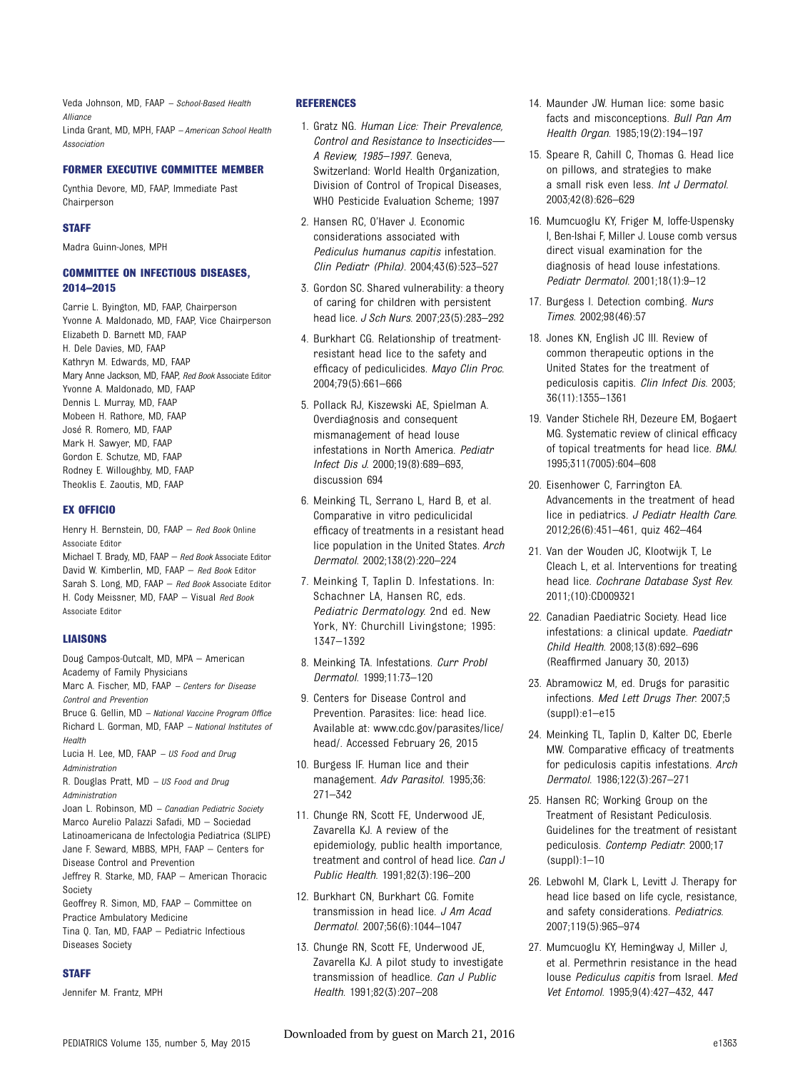Veda Johnson, MD, FAAP – *School-Based Health Alliance*
Linda Grant, MD, MPH, FAAP – *American School Health Association*

### FORMER EXECUTIVE COMMITTEE MEMBER

Cynthia Devore, MD, FAAP, Immediate Past Chairperson

### STAFF

Madra Guinn-Jones, MPH

### COMMITTEE ON INFECTIOUS DISEASES, 2014–2015

Carrie L. Byington, MD, FAAP, Chairperson
Yvonne A. Maldonado, MD, FAAP, Vice Chairperson
Elizabeth D. Barnett MD, FAAP
H. Dele Davies, MD, FAAP
Kathryn M. Edwards, MD, FAAP
Mary Anne Jackson, MD, FAAP, *Red Book* Associate Editor
Yvonne A. Maldonado, MD, FAAP
Dennis L. Murray, MD, FAAP
Mobeen H. Rathore, MD, FAAP
José R. Romero, MD, FAAP
Mark H. Sawyer, MD, FAAP
Gordon E. Schutze, MD, FAAP
Rodney E. Willoughby, MD, FAAP
Theoklis E. Zaoutis, MD, FAAP

### EX OFFICIO

Henry H. Bernstein, DO, FAAP – *Red Book* Online Associate Editor
Michael T. Brady, MD, FAAP – *Red Book* Associate Editor
David W. Kimberlin, MD, FAAP – *Red Book* Editor
Sarah S. Long, MD, FAAP – *Red Book* Associate Editor
H. Cody Meissner, MD, FAAP – Visual *Red Book* Associate Editor

### LIAISONS

Doug Campos-Outcalt, MD, MPA – American Academy of Family Physicians
Marc A. Fischer, MD, FAAP – *Centers for Disease Control and Prevention*
Bruce G. Gellin, MD – *National Vaccine Program Office*
Richard L. Gorman, MD, FAAP – *National Institutes of Health*
Lucia H. Lee, MD, FAAP – *US Food and Drug Administration*
R. Douglas Pratt, MD – *US Food and Drug Administration*
Joan L. Robinson, MD – *Canadian Pediatric Society*
Marco Aurelio Palazzi Safadi, MD – Sociedad Latinoamericana de Infectologia Pediatrica (SLIPE)
Jane F. Seward, MBBS, MPH, FAAP – Centers for Disease Control and Prevention
Jeffrey R. Starke, MD, FAAP – American Thoracic Society
Geoffrey R. Simon, MD, FAAP – Committee on Practice Ambulatory Medicine
Tina Q. Tan, MD, FAAP – Pediatric Infectious Diseases Society

### STAFF

Jennifer M. Frantz, MPH

### REFERENCES

1. Gratz NG. *Human Lice: Their Prevalence, Control and Resistance to Insecticides—A Review, 1985–1997*. Geneva, Switzerland: World Health Organization, Division of Control of Tropical Diseases, WHO Pesticide Evaluation Scheme; 1997
2. Hansen RC, O'Haver J. Economic considerations associated with *Pediculus humanus capitis* infestation. *Clin Pediatr (Phila)*. 2004;43(6):523–527
3. Gordon SC. Shared vulnerability: a theory of caring for children with persistent head lice. *J Sch Nurs*. 2007;23(5):283–292
4. Burkhart CG. Relationship of treatment-resistant head lice to the safety and efficacy of pediculicides. *Mayo Clin Proc*. 2004;79(5):661–666
5. Pollack RJ, Kiszewski AE, Spielman A. Overdiagnosis and consequent mismanagement of head louse infestations in North America. *Pediatr Infect Dis J*. 2000;19(8):689–693, discussion 694
6. Meinking TL, Serrano L, Hard B, et al. Comparative in vitro pediculicidal efficacy of treatments in a resistant head lice population in the United States. *Arch Dermatol*. 2002;138(2):220–224
7. Meinking T, Taplin D. Infestations. In: Schachner LA, Hansen RC, eds. *Pediatric Dermatology*. 2nd ed. New York, NY: Churchill Livingstone; 1995: 1347–1392
8. Meinking TA. Infestations. *Curr Probl Dermatol*. 1999;11:73–120
9. Centers for Disease Control and Prevention. Parasites: lice: head lice. Available at: www.cdc.gov/parasites/lice/head/. Accessed February 26, 2015
10. Burgess IF. Human lice and their management. *Adv Parasitol*. 1995;36: 271–342
11. Chunge RN, Scott FE, Underwood JE, Zavarella KJ. A review of the epidemiology, public health importance, treatment and control of head lice. *Can J Public Health*. 1991;82(3):196–200
12. Burkhart CN, Burkhart CG. Fomite transmission in head lice. *J Am Acad Dermatol*. 2007;56(6):1044–1047
13. Chunge RN, Scott FE, Underwood JE, Zavarella KJ. A pilot study to investigate transmission of headlice. *Can J Public Health*. 1991;82(3):207–208
14. Maunder JW. Human lice: some basic facts and misconceptions. *Bull Pan Am Health Organ*. 1985;19(2):194–197
15. Speare R, Cahill C, Thomas G. Head lice on pillows, and strategies to make a small risk even less. *Int J Dermatol*. 2003;42(8):626–629
16. Mumcuoglu KY, Friger M, Ioffe-Uspensky I, Ben-Ishai F, Miller J. Louse comb versus direct visual examination for the diagnosis of head louse infestations. *Pediatr Dermatol*. 2001;18(1):9–12
17. Burgess I. Detection combing. *Nurs Times*. 2002;98(46):57
18. Jones KN, English JC III. Review of common therapeutic options in the United States for the treatment of pediculosis capitis. *Clin Infect Dis*. 2003; 36(11):1355–1361
19. Vander Stichele RH, Dezeure EM, Bogaert MG. Systematic review of clinical efficacy of topical treatments for head lice. *BMJ*. 1995;311(7005):604–608
20. Eisenhower C, Farrington EA. Advancements in the treatment of head lice in pediatrics. *J Pediatr Health Care*. 2012;26(6):451–461, quiz 462–464
21. Van der Wouden JC, Klootwijk T, Le Cleach L, et al. Interventions for treating head lice. *Cochrane Database Syst Rev*. 2011;(10):CD009321
22. Canadian Paediatric Society. Head lice infestations: a clinical update. *Paediatr Child Health*. 2008;13(8):692–696 (Reaffirmed January 30, 2013)
23. Abramowicz M, ed. Drugs for parasitic infections. *Med Lett Drugs Ther*. 2007;5 (suppl):e1–e15
24. Meinking TL, Taplin D, Kalter DC, Eberle MW. Comparative efficacy of treatments for pediculosis capitis infestations. *Arch Dermatol*. 1986;122(3):267–271
25. Hansen RC; Working Group on the Treatment of Resistant Pediculosis. Guidelines for the treatment of resistant pediculosis. *Contemp Pediatr*. 2000;17 (suppl):1–10
26. Lebwohl M, Clark L, Levitt J. Therapy for head lice based on life cycle, resistance, and safety considerations. *Pediatrics*. 2007;119(5):965–974
27. Mumcuoglu KY, Hemingway J, Miller J, et al. Permethrin resistance in the head louse *Pediculus capitis* from Israel. *Med Vet Entomol*. 1995;9(4):427–432, 447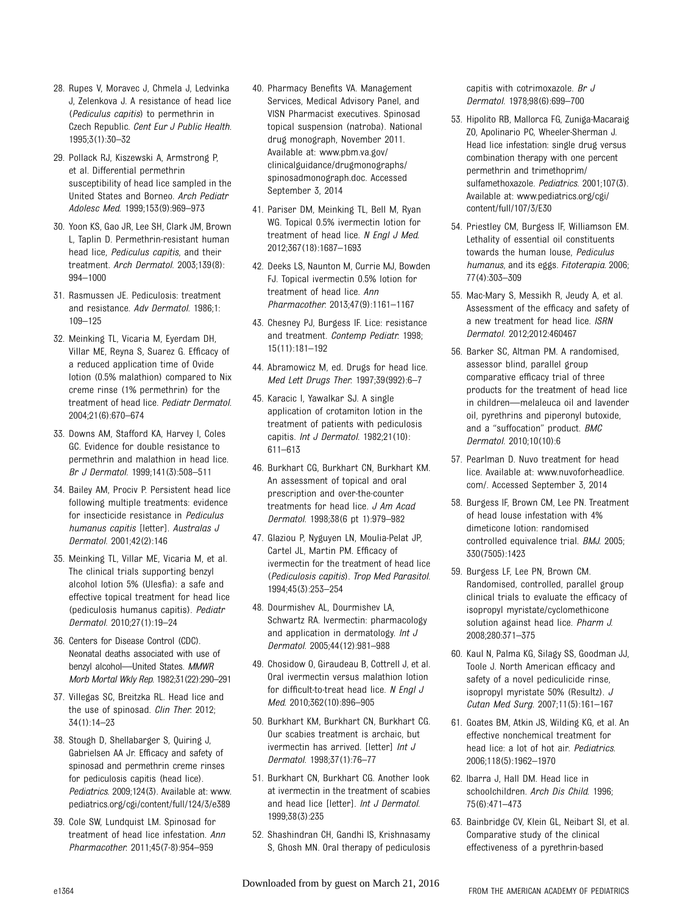28. Rupes V, Moravec J, Chmela J, Ledvinka J, Zelenkova J. A resistance of head lice (*Pediculus capitis*) to permethrin in Czech Republic. *Cent Eur J Public Health*. 1995;3(1):30–32

29. Pollack RJ, Kiszewski A, Armstrong P, et al. Differential permethrin susceptibility of head lice sampled in the United States and Borneo. *Arch Pediatr Adolesc Med*. 1999;153(9):969–973

30. Yoon KS, Gao JR, Lee SH, Clark JM, Brown L, Taplin D. Permethrin-resistant human head lice, *Pediculus capitis*, and their treatment. *Arch Dermatol*. 2003;139(8):994–1000

31. Rasmussen JE. Pediculosis: treatment and resistance. *Adv Dermatol*. 1986;1:109–125

32. Meinking TL, Vicaria M, Eyerdam DH, Villar ME, Reyna S, Suarez G. Efficacy of a reduced application time of Ovide lotion (0.5% malathion) compared to Nix creme rinse (1% permethrin) for the treatment of head lice. *Pediatr Dermatol*. 2004;21(6):670–674

33. Downs AM, Stafford KA, Harvey I, Coles GC. Evidence for double resistance to permethrin and malathion in head lice. *Br J Dermatol*. 1999;141(3):508–511

34. Bailey AM, Prociv P. Persistent head lice following multiple treatments: evidence for insecticide resistance in *Pediculus humanus capitis* [letter]. *Australas J Dermatol*. 2001;42(2):146

35. Meinking TL, Villar ME, Vicaria M, et al. The clinical trials supporting benzyl alcohol lotion 5% (Ulesfia): a safe and effective topical treatment for head lice (pediculosis humanus capitis). *Pediatr Dermatol*. 2010;27(1):19–24

36. Centers for Disease Control (CDC). Neonatal deaths associated with use of benzyl alcohol—United States. *MMWR Morb Mortal Wkly Rep*. 1982;31(22):290–291

37. Villegas SC, Breitzka RL. Head lice and the use of spinosad. *Clin Ther*. 2012;34(1):14–23

38. Stough D, Shellabarger S, Quiring J, Gabrielsen AA Jr. Efficacy and safety of spinosad and permethrin creme rinses for pediculosis capitis (head lice). *Pediatrics*. 2009;124(3). Available at: www.pediatrics.org/cgi/content/full/124/3/e389

39. Cole SW, Lundquist LM. Spinosad for treatment of head lice infestation. *Ann Pharmacother*. 2011;45(7-8):954–959

40. Pharmacy Benefits VA. Management Services, Medical Advisory Panel, and VISN Pharmacist executives. Spinosad topical suspension (natroba). National drug monograph, November 2011. Available at: www.pbm.va.gov/clinicalguidance/drugmonographs/spinosadmonograph.doc. Accessed September 3, 2014

41. Pariser DM, Meinking TL, Bell M, Ryan WG. Topical 0.5% ivermectin lotion for treatment of head lice. *N Engl J Med*. 2012;367(18):1687–1693

42. Deeks LS, Naunton M, Currie MJ, Bowden FJ. Topical ivermectin 0.5% lotion for treatment of head lice. *Ann Pharmacother*. 2013;47(9):1161–1167

43. Chesney PJ, Burgess IF. Lice: resistance and treatment. *Contemp Pediatr*. 1998;15(11):181–192

44. Abramowicz M, ed. Drugs for head lice. *Med Lett Drugs Ther*. 1997;39(992):6–7

45. Karacic I, Yawalkar SJ. A single application of crotamiton lotion in the treatment of patients with pediculosis capitis. *Int J Dermatol*. 1982;21(10):611–613

46. Burkhart CG, Burkhart CN, Burkhart KM. An assessment of topical and oral prescription and over-the-counter treatments for head lice. *J Am Acad Dermatol*. 1998;38(6 pt 1):979–982

47. Glaziou P, Nyguyen LN, Moulia-Pelat JP, Cartel JL, Martin PM. Efficacy of ivermectin for the treatment of head lice (*Pediculosis capitis*). *Trop Med Parasitol*. 1994;45(3):253–254

48. Dourmishev AL, Dourmishev LA, Schwartz RA. Ivermectin: pharmacology and application in dermatology. *Int J Dermatol*. 2005;44(12):981–988

49. Chosidow O, Giraudeau B, Cottrell J, et al. Oral ivermectin versus malathion lotion for difficult-to-treat head lice. *N Engl J Med*. 2010;362(10):896–905

50. Burkhart KM, Burkhart CN, Burkhart CG. Our scabies treatment is archaic, but ivermectin has arrived. [letter] *Int J Dermatol*. 1998;37(1):76–77

51. Burkhart CN, Burkhart CG. Another look at ivermectin in the treatment of scabies and head lice [letter]. *Int J Dermatol*. 1999;38(3):235

52. Shashindran CH, Gandhi IS, Krishnasamy S, Ghosh MN. Oral therapy of pediculosis capitis with cotrimoxazole. *Br J Dermatol*. 1978;98(6):699–700

53. Hipolito RB, Mallorca FG, Zuniga-Macaraig ZO, Apolinario PC, Wheeler-Sherman J. Head lice infestation: single drug versus combination therapy with one percent permethrin and trimethoprim/sulfamethoxazole. *Pediatrics*. 2001;107(3). Available at: www.pediatrics.org/cgi/content/full/107/3/E30

54. Priestley CM, Burgess IF, Williamson EM. Lethality of essential oil constituents towards the human louse, *Pediculus humanus*, and its eggs. *Fitoterapia*. 2006;77(4):303–309

55. Mac-Mary S, Messikh R, Jeudy A, et al. Assessment of the efficacy and safety of a new treatment for head lice. *ISRN Dermatol*. 2012;2012:460467

56. Barker SC, Altman PM. A randomised, assessor blind, parallel group comparative efficacy trial of three products for the treatment of head lice in children—melaleuca oil and lavender oil, pyrethrins and piperonyl butoxide, and a "suffocation" product. *BMC Dermatol*. 2010;10(10):6

57. Pearlman D. Nuvo treatment for head lice. Available at: www.nuvoforheadlice.com/. Accessed September 3, 2014

58. Burgess IF, Brown CM, Lee PN. Treatment of head louse infestation with 4% dimeticone lotion: randomised controlled equivalence trial. *BMJ*. 2005;330(7505):1423

59. Burgess LF, Lee PN, Brown CM. Randomised, controlled, parallel group clinical trials to evaluate the efficacy of isopropyl myristate/cyclomethicone solution against head lice. *Pharm J*. 2008;280:371–375

60. Kaul N, Palma KG, Silagy SS, Goodman JJ, Toole J. North American efficacy and safety of a novel pediculicide rinse, isopropyl myristate 50% (Resultz). *J Cutan Med Surg*. 2007;11(5):161–167

61. Goates BM, Atkin JS, Wilding KG, et al. An effective nonchemical treatment for head lice: a lot of hot air. *Pediatrics*. 2006;118(5):1962–1970

62. Ibarra J, Hall DM. Head lice in schoolchildren. *Arch Dis Child*. 1996;75(6):471–473

63. Bainbridge CV, Klein GL, Neibart SI, et al. Comparative study of the clinical effectiveness of a pyrethrin-based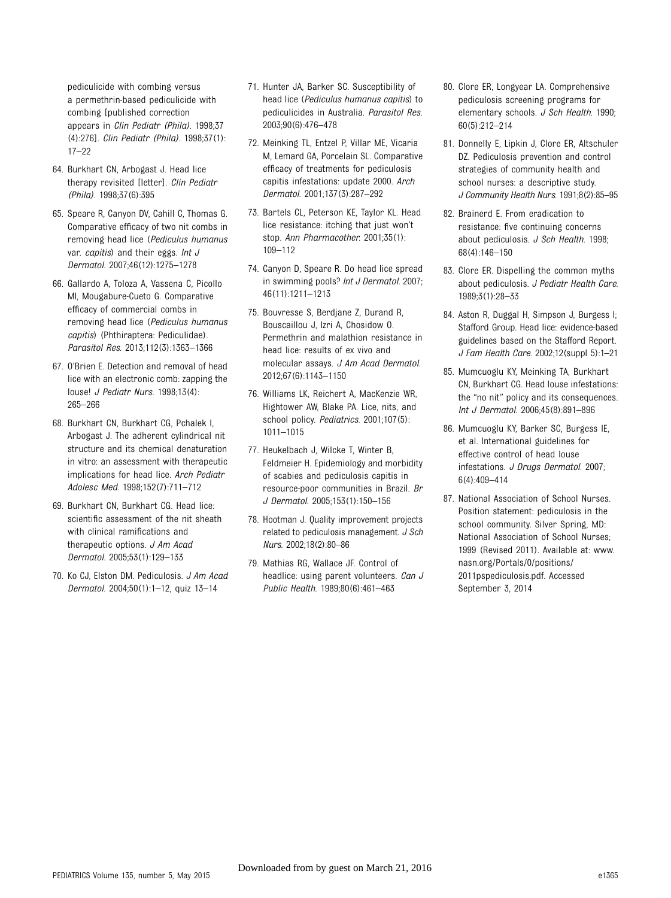pediculicide with combing versus a permethrin-based pediculicide with combing [published correction appears in *Clin Pediatr (Phila)*. 1998;37(4):276]. *Clin Pediatr (Phila)*. 1998;37(1):17–22

64. Burkhart CN, Arbogast J. Head lice therapy revisited [letter]. *Clin Pediatr (Phila)*. 1998;37(6):395

65. Speare R, Canyon DV, Cahill C, Thomas G. Comparative efficacy of two nit combs in removing head lice (*Pediculus humanus* var. *capitis*) and their eggs. *Int J Dermatol*. 2007;46(12):1275–1278

66. Gallardo A, Toloza A, Vassena C, Picollo MI, Mougabure-Cueto G. Comparative efficacy of commercial combs in removing head lice (*Pediculus humanus capitis*) (Phthiraptera: Pediculidae). *Parasitol Res*. 2013;112(3):1363–1366

67. O'Brien E. Detection and removal of head lice with an electronic comb: zapping the louse! *J Pediatr Nurs*. 1998;13(4):265–266

68. Burkhart CN, Burkhart CG, Pchalek I, Arbogast J. The adherent cylindrical nit structure and its chemical denaturation in vitro: an assessment with therapeutic implications for head lice. *Arch Pediatr Adolesc Med*. 1998;152(7):711–712

69. Burkhart CN, Burkhart CG. Head lice: scientific assessment of the nit sheath with clinical ramifications and therapeutic options. *J Am Acad Dermatol*. 2005;53(1):129–133

70. Ko CJ, Elston DM. Pediculosis. *J Am Acad Dermatol*. 2004;50(1):1–12, quiz 13–14

71. Hunter JA, Barker SC. Susceptibility of head lice (*Pediculus humanus capitis*) to pediculicides in Australia. *Parasitol Res*. 2003;90(6):476–478

72. Meinking TL, Entzel P, Villar ME, Vicaria M, Lemard GA, Porcelain SL. Comparative efficacy of treatments for pediculosis capitis infestations: update 2000. *Arch Dermatol*. 2001;137(3):287–292

73. Bartels CL, Peterson KE, Taylor KL. Head lice resistance: itching that just won't stop. *Ann Pharmacother*. 2001;35(1):109–112

74. Canyon D, Speare R. Do head lice spread in swimming pools? *Int J Dermatol*. 2007;46(11):1211–1213

75. Bouvresse S, Berdjane Z, Durand R, Bouscaillou J, Izri A, Chosidow O. Permethrin and malathion resistance in head lice: results of ex vivo and molecular assays. *J Am Acad Dermatol*. 2012;67(6):1143–1150

76. Williams LK, Reichert A, MacKenzie WR, Hightower AW, Blake PA. Lice, nits, and school policy. *Pediatrics*. 2001;107(5):1011–1015

77. Heukelbach J, Wilcke T, Winter B, Feldmeier H. Epidemiology and morbidity of scabies and pediculosis capitis in resource-poor communities in Brazil. *Br J Dermatol*. 2005;153(1):150–156

78. Hootman J. Quality improvement projects related to pediculosis management. *J Sch Nurs*. 2002;18(2):80–86

79. Mathias RG, Wallace JF. Control of headlice: using parent volunteers. *Can J Public Health*. 1989;80(6):461–463

80. Clore ER, Longyear LA. Comprehensive pediculosis screening programs for elementary schools. *J Sch Health*. 1990;60(5):212–214

81. Donnelly E, Lipkin J, Clore ER, Altschuler DZ. Pediculosis prevention and control strategies of community health and school nurses: a descriptive study. *J Community Health Nurs*. 1991;8(2):85–95

82. Brainerd E. From eradication to resistance: five continuing concerns about pediculosis. *J Sch Health*. 1998;68(4):146–150

83. Clore ER. Dispelling the common myths about pediculosis. *J Pediatr Health Care*. 1989;3(1):28–33

84. Aston R, Duggal H, Simpson J, Burgess I; Stafford Group. Head lice: evidence-based guidelines based on the Stafford Report. *J Fam Health Care*. 2002;12(suppl 5):1–21

85. Mumcuoglu KY, Meinking TA, Burkhart CN, Burkhart CG. Head louse infestations: the "no nit" policy and its consequences. *Int J Dermatol*. 2006;45(8):891–896

86. Mumcuoglu KY, Barker SC, Burgess IE, et al. International guidelines for effective control of head louse infestations. *J Drugs Dermatol*. 2007;6(4):409–414

87. National Association of School Nurses. Position statement: pediculosis in the school community. Silver Spring, MD: National Association of School Nurses; 1999 (Revised 2011). Available at: www.nasn.org/Portals/0/positions/2011pspediculosis.pdf. Accessed September 3, 2014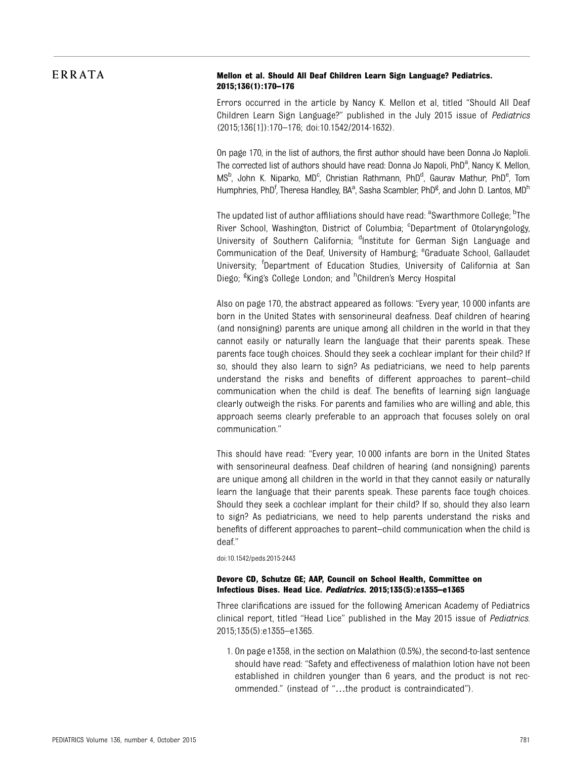# ERRATA

### Mellon et al. Should All Deaf Children Learn Sign Language? Pediatrics. 2015;136(1):170–176

Errors occurred in the article by Nancy K. Mellon et al, titled "Should All Deaf Children Learn Sign Language?" published in the July 2015 issue of *Pediatrics* (2015;136[1]):170–176; doi:10.1542/2014-1632).

On page 170, in the list of authors, the first author should have been Donna Jo Naploli. The corrected list of authors should have read: Donna Jo Napoli, PhD[a], Nancy K. Mellon, MS[b], John K. Niparko, MD[c], Christian Rathmann, PhD[d], Gaurav Mathur, PhD[e], Tom Humphries, PhD[f], Theresa Handley, BA[a], Sasha Scambler, PhD[g], and John D. Lantos, MD[h]

The updated list of author affiliations should have read: [a]Swarthmore College; [b]The River School, Washington, District of Columbia; [c]Department of Otolaryngology, University of Southern California; [d]Institute for German Sign Language and Communication of the Deaf, University of Hamburg; [e]Graduate School, Gallaudet University; [f]Department of Education Studies, University of California at San Diego; [g]King's College London; and [h]Children's Mercy Hospital

Also on page 170, the abstract appeared as follows: "Every year, 10 000 infants are born in the United States with sensorineural deafness. Deaf children of hearing (and nonsigning) parents are unique among all children in the world in that they cannot easily or naturally learn the language that their parents speak. These parents face tough choices. Should they seek a cochlear implant for their child? If so, should they also learn to sign? As pediatricians, we need to help parents understand the risks and benefits of different approaches to parent–child communication when the child is deaf. The benefits of learning sign language clearly outweigh the risks. For parents and families who are willing and able, this approach seems clearly preferable to an approach that focuses solely on oral communication."

This should have read: "Every year, 10 000 infants are born in the United States with sensorineural deafness. Deaf children of hearing (and nonsigning) parents are unique among all children in the world in that they cannot easily or naturally learn the language that their parents speak. These parents face tough choices. Should they seek a cochlear implant for their child? If so, should they also learn to sign? As pediatricians, we need to help parents understand the risks and benefits of different approaches to parent–child communication when the child is deaf."

doi:10.1542/peds.2015-2443

### Devore CD, Schutze GE; AAP, Council on School Health, Committee on Infectious Dises. Head Lice. *Pediatrics*. 2015;135(5):e1355–e1365

Three clarifications are issued for the following American Academy of Pediatrics clinical report, titled "Head Lice" published in the May 2015 issue of *Pediatrics*. 2015;135(5):e1355–e1365.

1. On page e1358, in the section on Malathion (0.5%), the second-to-last sentence should have read: "Safety and effectiveness of malathion lotion have not been established in children younger than 6 years, and the product is not recommended." (instead of "…the product is contraindicated").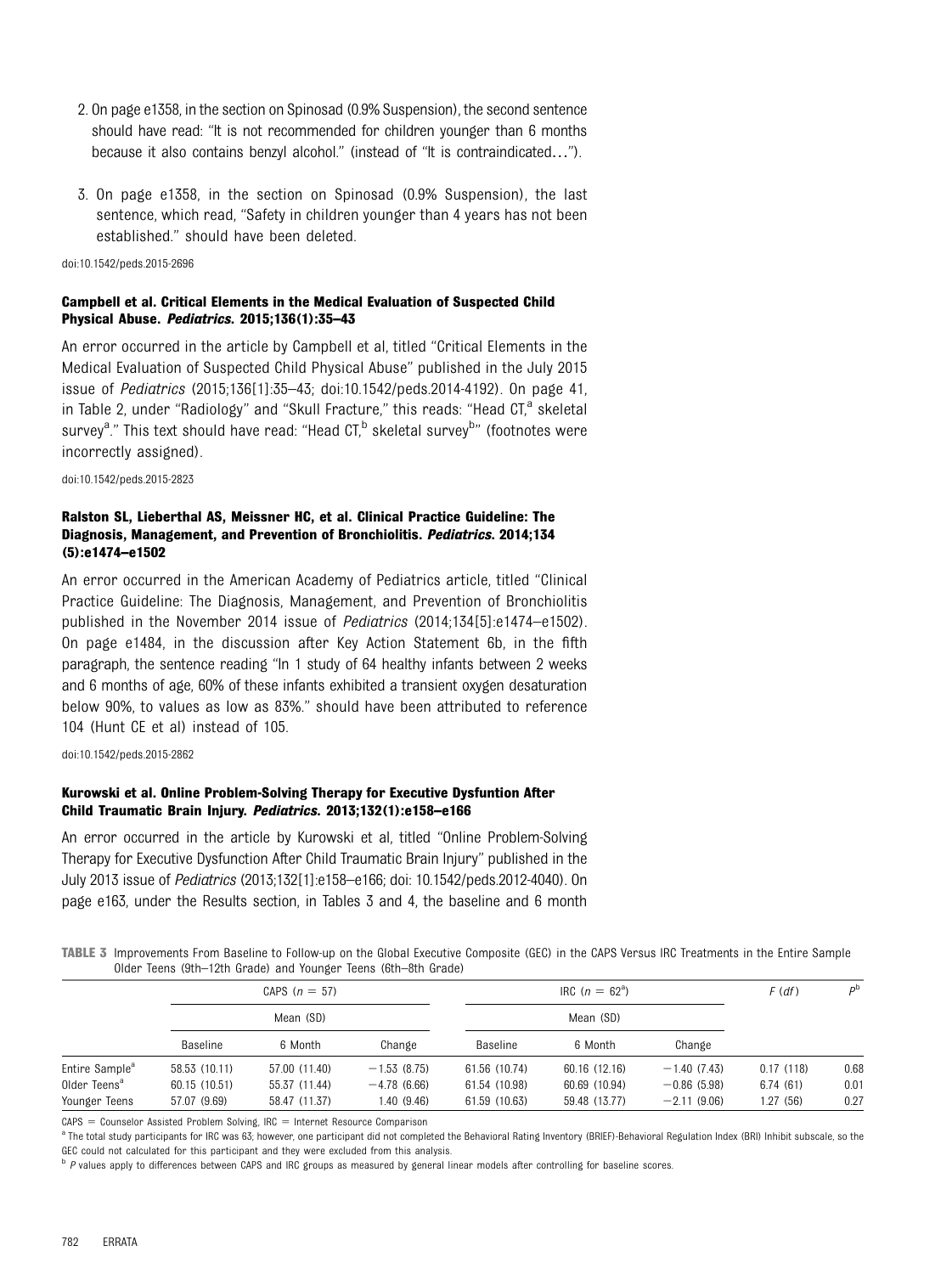2. On page e1358, in the section on Spinosad (0.9% Suspension), the second sentence should have read: "It is not recommended for children younger than 6 months because it also contains benzyl alcohol." (instead of "It is contraindicated…").

3. On page e1358, in the section on Spinosad (0.9% Suspension), the last sentence, which read, "Safety in children younger than 4 years has not been established." should have been deleted.

doi:10.1542/peds.2015-2696

**Campbell et al. Critical Elements in the Medical Evaluation of Suspected Child Physical Abuse. *Pediatrics*. 2015;136(1):35–43**

An error occurred in the article by Campbell et al, titled "Critical Elements in the Medical Evaluation of Suspected Child Physical Abuse" published in the July 2015 issue of *Pediatrics* (2015;136[1]:35–43; doi:10.1542/peds.2014-4192). On page 41, in Table 2, under "Radiology" and "Skull Fracture," this reads: "Head CT,[a] skeletal survey[a]." This text should have read: "Head CT,[b] skeletal survey[b]" (footnotes were incorrectly assigned).

doi:10.1542/peds.2015-2823

**Ralston SL, Lieberthal AS, Meissner HC, et al. Clinical Practice Guideline: The Diagnosis, Management, and Prevention of Bronchiolitis. *Pediatrics*. 2014;134 (5):e1474–e1502**

An error occurred in the American Academy of Pediatrics article, titled "Clinical Practice Guideline: The Diagnosis, Management, and Prevention of Bronchiolitis published in the November 2014 issue of *Pediatrics* (2014;134[5]:e1474–e1502). On page e1484, in the discussion after Key Action Statement 6b, in the fifth paragraph, the sentence reading "In 1 study of 64 healthy infants between 2 weeks and 6 months of age, 60% of these infants exhibited a transient oxygen desaturation below 90%, to values as low as 83%." should have been attributed to reference 104 (Hunt CE et al) instead of 105.

doi:10.1542/peds.2015-2862

**Kurowski et al. Online Problem-Solving Therapy for Executive Dysfuntion After Child Traumatic Brain Injury. *Pediatrics*. 2013;132(1):e158–e166**

An error occurred in the article by Kurowski et al, titled "Online Problem-Solving Therapy for Executive Dysfunction After Child Traumatic Brain Injury" published in the July 2013 issue of *Pediatrics* (2013;132[1]:e158–e166; doi: 10.1542/peds.2012-4040). On page e163, under the Results section, in Tables 3 and 4, the baseline and 6 month

**TABLE 3** Improvements From Baseline to Follow-up on the Global Executive Composite (GEC) in the CAPS Versus IRC Treatments in the Entire Sample Older Teens (9th–12th Grade) and Younger Teens (6th–8th Grade)

| | CAPS ($n$ = 57) | | | IRC ($n$ = 62[a]) | | | $F$ ($df$) | $P$[b] |
|---|---|---|---|---|---|---|---|---|
| | Mean (SD) | | | Mean (SD) | | | | |
| | Baseline | 6 Month | Change | Baseline | 6 Month | Change | | |
| Entire Sample[a] | 58.53 (10.11) | 57.00 (11.40) | −1.53 (8.75) | 61.56 (10.74) | 60.16 (12.16) | −1.40 (7.43) | 0.17 (118) | 0.68 |
| Older Teens[a] | 60.15 (10.51) | 55.37 (11.44) | −4.78 (6.66) | 61.54 (10.98) | 60.69 (10.94) | −0.86 (5.98) | 6.74 (61) | 0.01 |
| Younger Teens | 57.07 (9.69) | 58.47 (11.37) | 1.40 (9.46) | 61.59 (10.63) | 59.48 (13.77) | −2.11 (9.06) | 1.27 (56) | 0.27 |

CAPS = Counselor Assisted Problem Solving, IRC = Internet Resource Comparison

[a] The total study participants for IRC was 63; however, one participant did not completed the Behavioral Rating Inventory (BRIEF)-Behavioral Regulation Index (BRI) Inhibit subscale, so the GEC could not calculated for this participant and they were excluded from this analysis.

[b] $P$ values apply to differences between CAPS and IRC groups as measured by general linear models after controlling for baseline scores.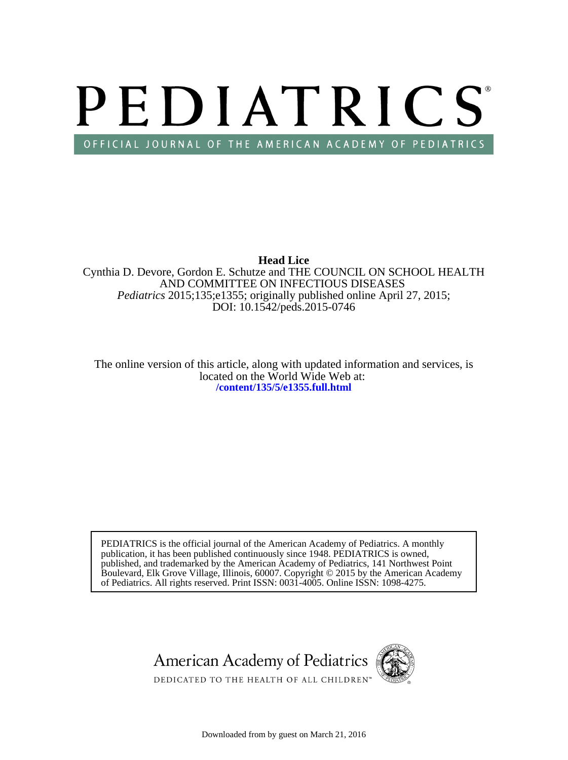**Head Lice**

Cynthia D. Devore, Gordon E. Schutze and THE COUNCIL ON SCHOOL HEALTH AND COMMITTEE ON INFECTIOUS DISEASES

*Pediatrics* 2015;135;e1355; originally published online April 27, 2015;
DOI: 10.1542/peds.2015-0746

The online version of this article, along with updated information and services, is located on the World Wide Web at:
**/content/135/5/e1355.full.html**

PEDIATRICS is the official journal of the American Academy of Pediatrics. A monthly publication, it has been published continuously since 1948. PEDIATRICS is owned, published, and trademarked by the American Academy of Pediatrics, 141 Northwest Point Boulevard, Elk Grove Village, Illinois, 60007. Copyright © 2015 by the American Academy of Pediatrics. All rights reserved. Print ISSN: 0031-4005. Online ISSN: 1098-4275.

American Academy of Pediatrics
DEDICATED TO THE HEALTH OF ALL CHILDREN™

Downloaded from by guest on March 21, 2016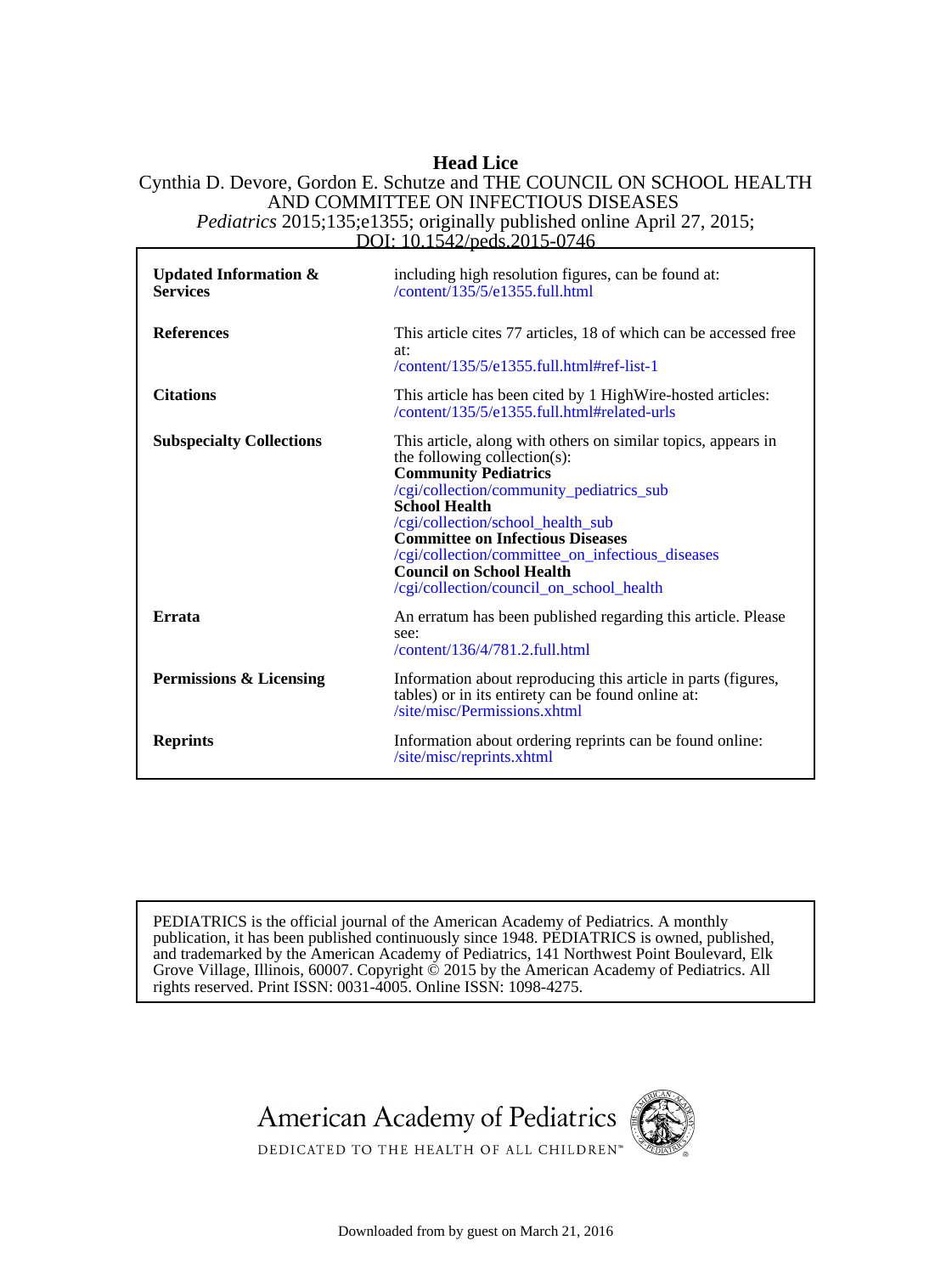# Head Lice

Cynthia D. Devore, Gordon E. Schutze and THE COUNCIL ON SCHOOL HEALTH AND COMMITTEE ON INFECTIOUS DISEASES

*Pediatrics* 2015;135;e1355; originally published online April 27, 2015;

DOI: 10.1542/peds.2015-0746

| | |
|---|---|
| **Updated Information & Services** | including high resolution figures, can be found at: /content/135/5/e1355.full.html |
| **References** | This article cites 77 articles, 18 of which can be accessed free at: /content/135/5/e1355.full.html#ref-list-1 |
| **Citations** | This article has been cited by 1 HighWire-hosted articles: /content/135/5/e1355.full.html#related-urls |
| **Subspecialty Collections** | This article, along with others on similar topics, appears in the following collection(s): **Community Pediatrics** /cgi/collection/community_pediatrics_sub **School Health** /cgi/collection/school_health_sub **Committee on Infectious Diseases** /cgi/collection/committee_on_infectious_diseases **Council on School Health** /cgi/collection/council_on_school_health |
| **Errata** | An erratum has been published regarding this article. Please see: /content/136/4/781.2.full.html |
| **Permissions & Licensing** | Information about reproducing this article in parts (figures, tables) or in its entirety can be found online at: /site/misc/Permissions.xhtml |
| **Reprints** | Information about ordering reprints can be found online: /site/misc/reprints.xhtml |

PEDIATRICS is the official journal of the American Academy of Pediatrics. A monthly publication, it has been published continuously since 1948. PEDIATRICS is owned, published, and trademarked by the American Academy of Pediatrics, 141 Northwest Point Boulevard, Elk Grove Village, Illinois, 60007. Copyright © 2015 by the American Academy of Pediatrics. All rights reserved. Print ISSN: 0031-4005. Online ISSN: 1098-4275.

American Academy of Pediatrics

DEDICATED TO THE HEALTH OF ALL CHILDREN™

Downloaded from by guest on March 21, 2016